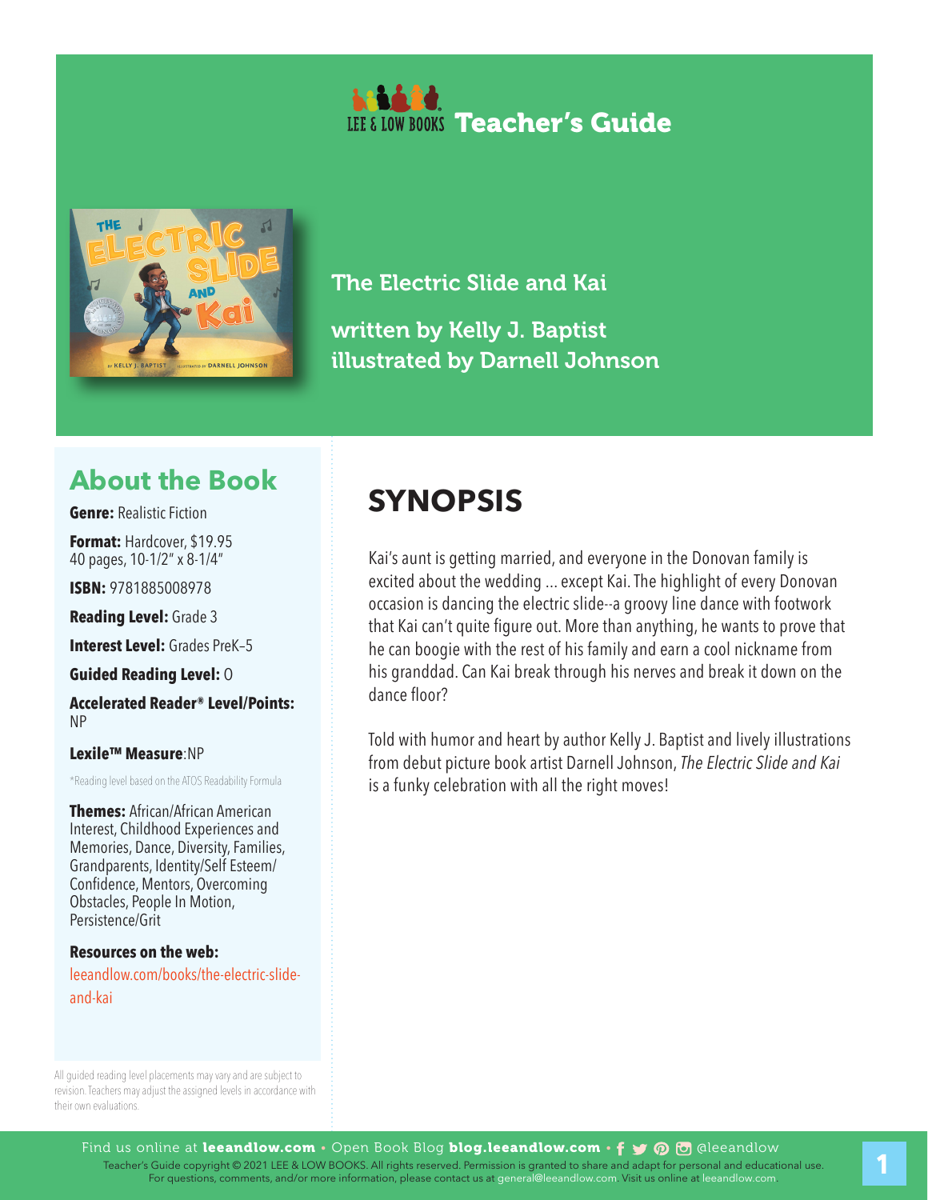# LEE & LOW BOOKS Teacher's Guide

## The Electric Slide and Kai

written by Kelly J. Baptist

illustrated by Darnell Johnson

## About the Book

**Genre:** Realistic Fiction

**Format:** Hardcover, $19.95
40 pages, 10-1/2" x 8-1/4"

**ISBN:** 9781885008978

**Reading Level:** Grade 3

**Interest Level:** Grades PreK–5

**Guided Reading Level:** O

**Accelerated Reader® Level/Points:** NP

**Lexile™ Measure**:NP

*Reading level based on the ATOS Readability Formula

**Themes:** African/African American Interest, Childhood Experiences and Memories, Dance, Diversity, Families, Grandparents, Identity/Self Esteem/Confidence, Mentors, Overcoming Obstacles, People In Motion, Persistence/Grit

**Resources on the web:**

leeandlow.com/books/the-electric-slide-and-kai

All guided reading level placements may vary and are subject to revision. Teachers may adjust the assigned levels in accordance with their own evaluations.

## SYNOPSIS

Kai's aunt is getting married, and everyone in the Donovan family is excited about the wedding ... except Kai. The highlight of every Donovan occasion is dancing the electric slide--a groovy line dance with footwork that Kai can't quite figure out. More than anything, he wants to prove that he can boogie with the rest of his family and earn a cool nickname from his granddad. Can Kai break through his nerves and break it down on the dance floor?

Told with humor and heart by author Kelly J. Baptist and lively illustrations from debut picture book artist Darnell Johnson, *The Electric Slide and Kai* is a funky celebration with all the right moves!

Find us online at **leeandlow.com** • Open Book Blog **blog.leeandlow.com** • @leeandlow

Teacher's Guide copyright © 2021 LEE & LOW BOOKS. All rights reserved. Permission is granted to share and adapt for personal and educational use. For questions, comments, and/or more information, please contact us at general@leeandlow.com. Visit us online at leeandlow.com.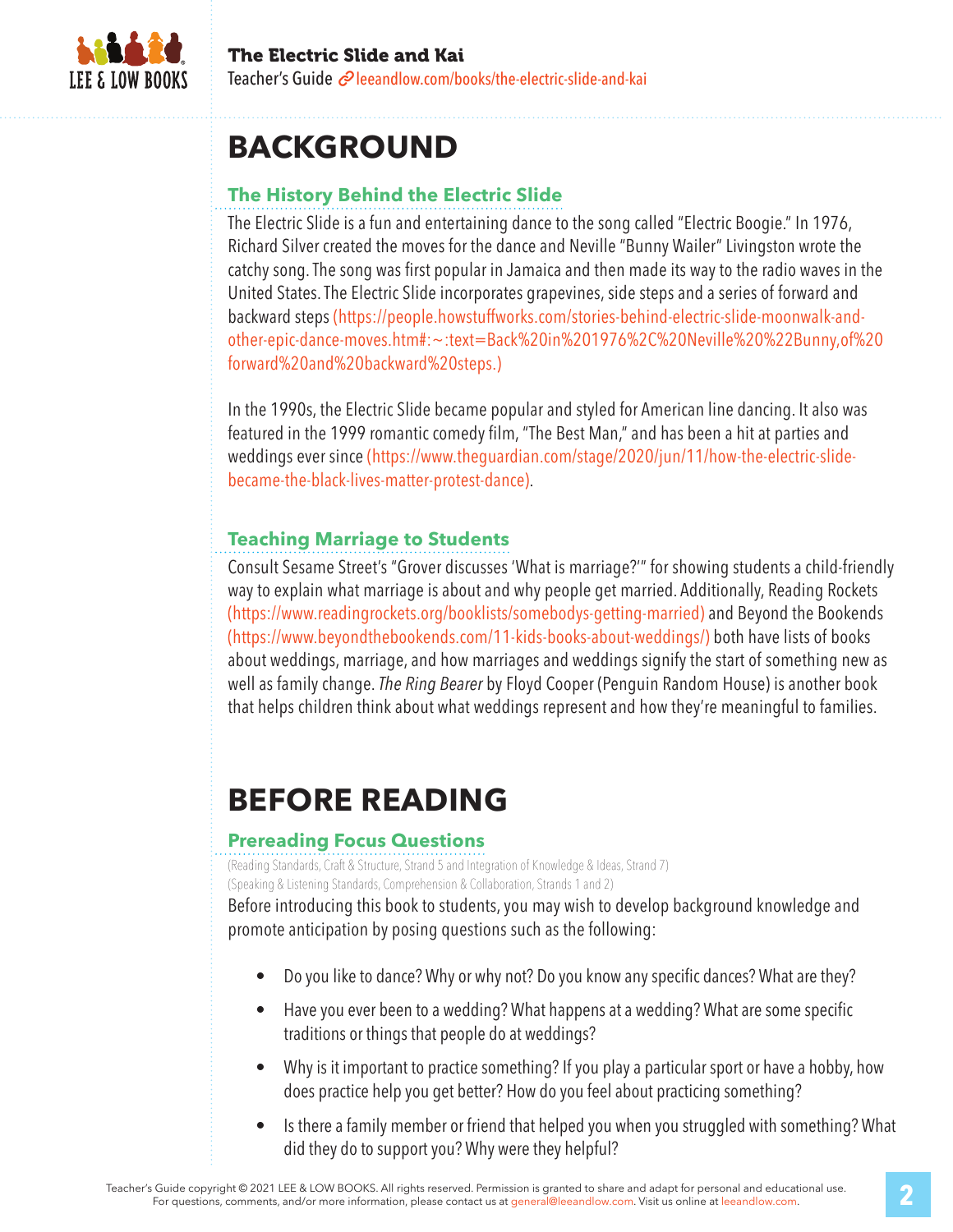# BACKGROUND

## The History Behind the Electric Slide

The Electric Slide is a fun and entertaining dance to the song called "Electric Boogie." In 1976, Richard Silver created the moves for the dance and Neville "Bunny Wailer" Livingston wrote the catchy song. The song was first popular in Jamaica and then made its way to the radio waves in the United States. The Electric Slide incorporates grapevines, side steps and a series of forward and backward steps (https://people.howstuffworks.com/stories-behind-electric-slide-moonwalk-and-other-epic-dance-moves.htm#:~:text=Back%20in%201976%2C%20Neville%20%22Bunny,of%20forward%20and%20backward%20steps.)

In the 1990s, the Electric Slide became popular and styled for American line dancing. It also was featured in the 1999 romantic comedy film, "The Best Man," and has been a hit at parties and weddings ever since (https://www.theguardian.com/stage/2020/jun/11/how-the-electric-slide-became-the-black-lives-matter-protest-dance).

## Teaching Marriage to Students

Consult Sesame Street's "Grover discusses 'What is marriage?'" for showing students a child-friendly way to explain what marriage is about and why people get married. Additionally, Reading Rockets (https://www.readingrockets.org/booklists/somebodys-getting-married) and Beyond the Bookends (https://www.beyondthebookends.com/11-kids-books-about-weddings/) both have lists of books about weddings, marriage, and how marriages and weddings signify the start of something new as well as family change. *The Ring Bearer* by Floyd Cooper (Penguin Random House) is another book that helps children think about what weddings represent and how they're meaningful to families.

# BEFORE READING

## Prereading Focus Questions

(Reading Standards, Craft & Structure, Strand 5 and Integration of Knowledge & Ideas, Strand 7)
(Speaking & Listening Standards, Comprehension & Collaboration, Strands 1 and 2)

Before introducing this book to students, you may wish to develop background knowledge and promote anticipation by posing questions such as the following:

- Do you like to dance? Why or why not? Do you know any specific dances? What are they?
- Have you ever been to a wedding? What happens at a wedding? What are some specific traditions or things that people do at weddings?
- Why is it important to practice something? If you play a particular sport or have a hobby, how does practice help you get better? How do you feel about practicing something?
- Is there a family member or friend that helped you when you struggled with something? What did they do to support you? Why were they helpful?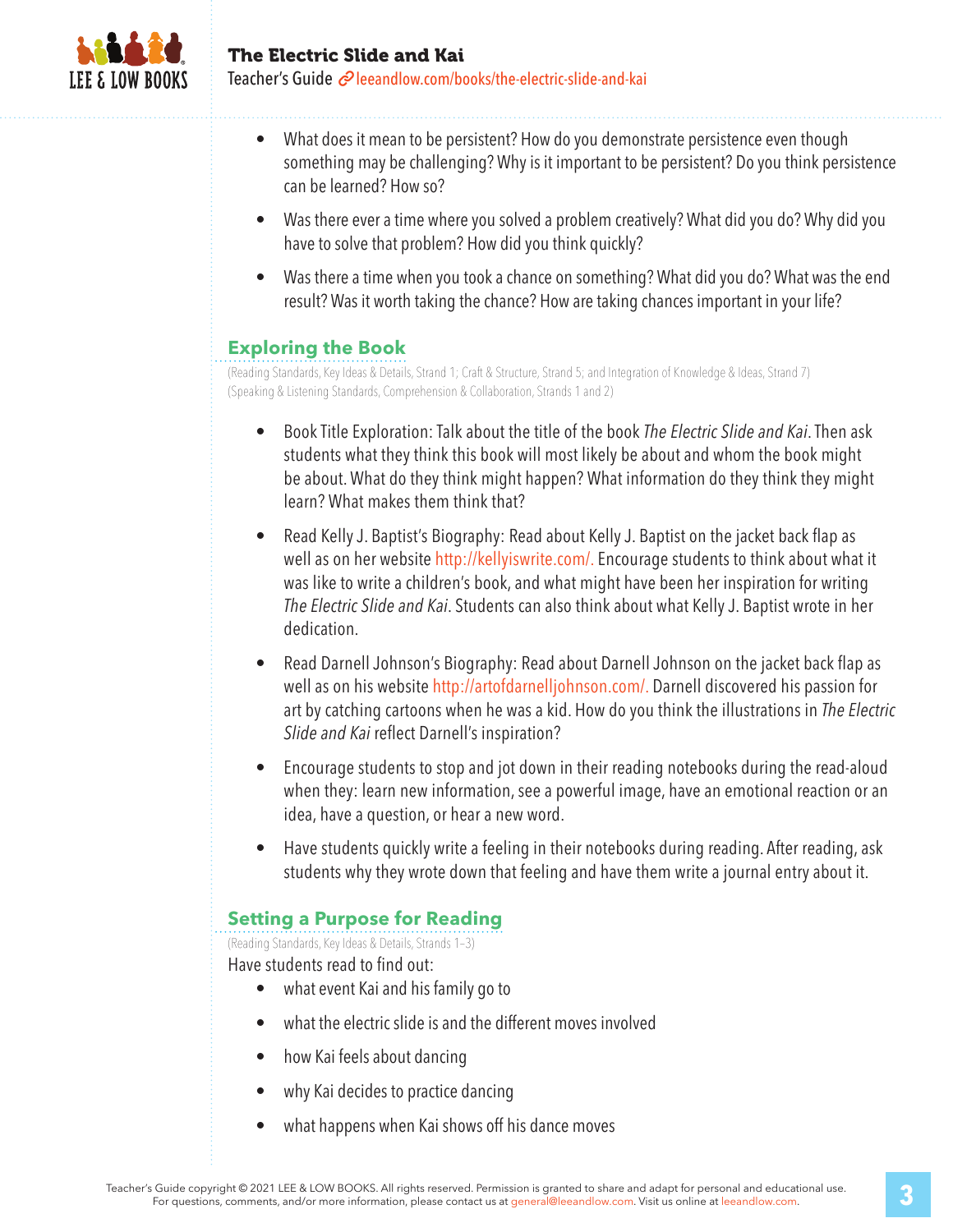- What does it mean to be persistent? How do you demonstrate persistence even though something may be challenging? Why is it important to be persistent? Do you think persistence can be learned? How so?
- Was there ever a time where you solved a problem creatively? What did you do? Why did you have to solve that problem? How did you think quickly?
- Was there a time when you took a chance on something? What did you do? What was the end result? Was it worth taking the chance? How are taking chances important in your life?

## Exploring the Book

(Reading Standards, Key Ideas & Details, Strand 1; Craft & Structure, Strand 5; and Integration of Knowledge & Ideas, Strand 7)
(Speaking & Listening Standards, Comprehension & Collaboration, Strands 1 and 2)

- Book Title Exploration: Talk about the title of the book *The Electric Slide and Kai*. Then ask students what they think this book will most likely be about and whom the book might be about. What do they think might happen? What information do they think they might learn? What makes them think that?
- Read Kelly J. Baptist's Biography: Read about Kelly J. Baptist on the jacket back flap as well as on her website http://kellyiswrite.com/. Encourage students to think about what it was like to write a children's book, and what might have been her inspiration for writing *The Electric Slide and Kai*. Students can also think about what Kelly J. Baptist wrote in her dedication.
- Read Darnell Johnson's Biography: Read about Darnell Johnson on the jacket back flap as well as on his website http://artofdarnelljohnson.com/. Darnell discovered his passion for art by catching cartoons when he was a kid. How do you think the illustrations in *The Electric Slide and Kai* reflect Darnell's inspiration?
- Encourage students to stop and jot down in their reading notebooks during the read-aloud when they: learn new information, see a powerful image, have an emotional reaction or an idea, have a question, or hear a new word.
- Have students quickly write a feeling in their notebooks during reading. After reading, ask students why they wrote down that feeling and have them write a journal entry about it.

## Setting a Purpose for Reading

(Reading Standards, Key Ideas & Details, Strands 1–3)

Have students read to find out:

- what event Kai and his family go to
- what the electric slide is and the different moves involved
- how Kai feels about dancing
- why Kai decides to practice dancing
- what happens when Kai shows off his dance moves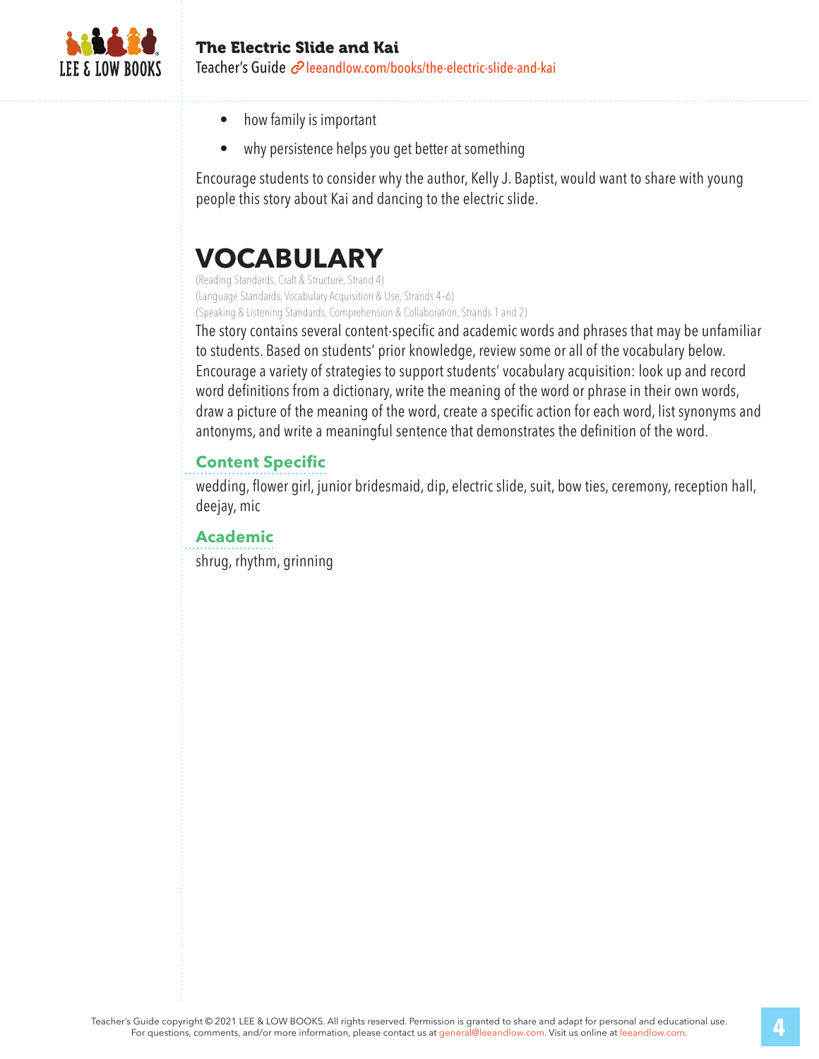- how family is important
- why persistence helps you get better at something

Encourage students to consider why the author, Kelly J. Baptist, would want to share with young people this story about Kai and dancing to the electric slide.

# VOCABULARY

(Reading Standards, Craft & Structure, Strand 4)
(Language Standards, Vocabulary Acquisition & Use, Strands 4–6)
(Speaking & Listening Standards, Comprehension & Collaboration, Strands 1 and 2)

The story contains several content-specific and academic words and phrases that may be unfamiliar to students. Based on students' prior knowledge, review some or all of the vocabulary below. Encourage a variety of strategies to support students' vocabulary acquisition: look up and record word definitions from a dictionary, write the meaning of the word or phrase in their own words, draw a picture of the meaning of the word, create a specific action for each word, list synonyms and antonyms, and write a meaningful sentence that demonstrates the definition of the word.

### Content Specific

wedding, flower girl, junior bridesmaid, dip, electric slide, suit, bow ties, ceremony, reception hall, deejay, mic

### Academic

shrug, rhythm, grinning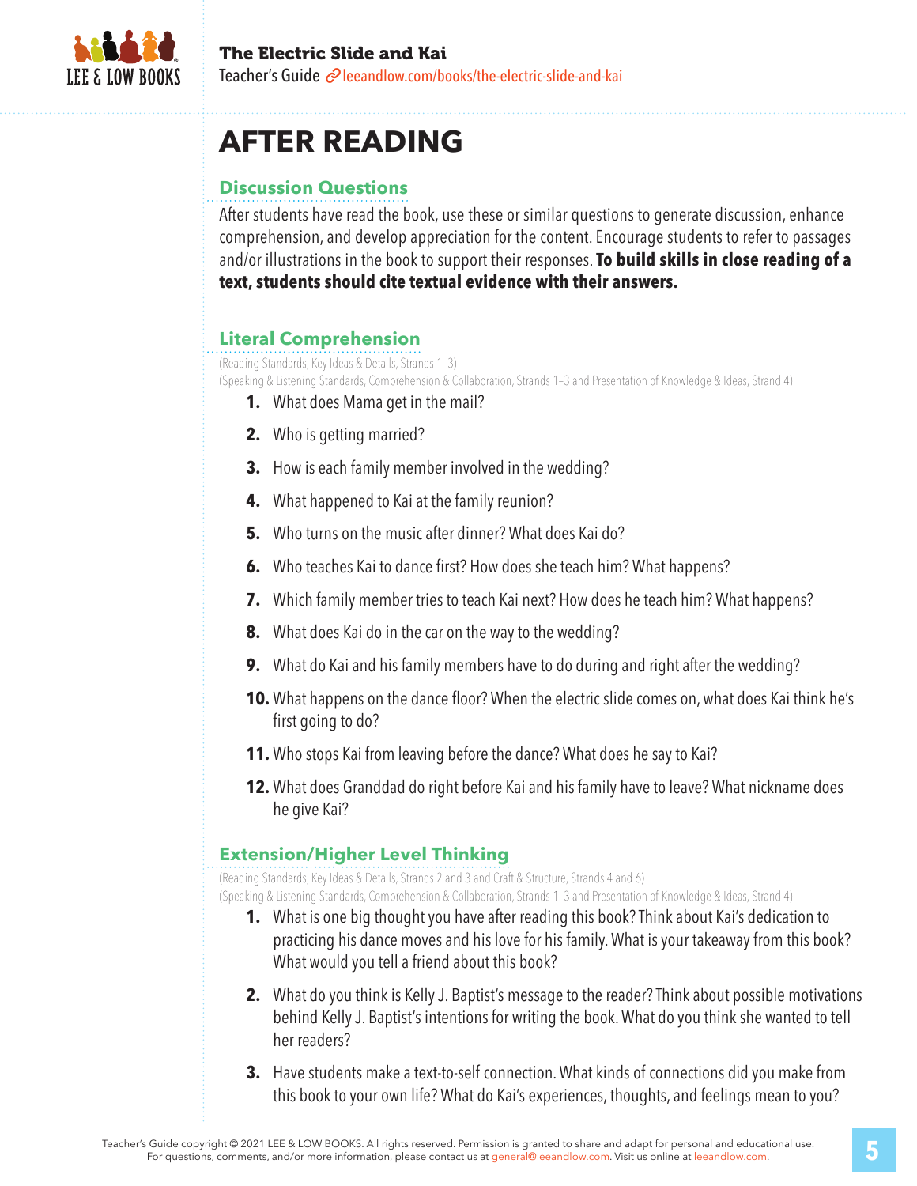# AFTER READING

## Discussion Questions

After students have read the book, use these or similar questions to generate discussion, enhance comprehension, and develop appreciation for the content. Encourage students to refer to passages and/or illustrations in the book to support their responses. **To build skills in close reading of a text, students should cite textual evidence with their answers.**

## Literal Comprehension

(Reading Standards, Key Ideas & Details, Strands 1–3)
(Speaking & Listening Standards, Comprehension & Collaboration, Strands 1–3 and Presentation of Knowledge & Ideas, Strand 4)

1. What does Mama get in the mail?
2. Who is getting married?
3. How is each family member involved in the wedding?
4. What happened to Kai at the family reunion?
5. Who turns on the music after dinner? What does Kai do?
6. Who teaches Kai to dance first? How does she teach him? What happens?
7. Which family member tries to teach Kai next? How does he teach him? What happens?
8. What does Kai do in the car on the way to the wedding?
9. What do Kai and his family members have to do during and right after the wedding?
10. What happens on the dance floor? When the electric slide comes on, what does Kai think he's first going to do?
11. Who stops Kai from leaving before the dance? What does he say to Kai?
12. What does Granddad do right before Kai and his family have to leave? What nickname does he give Kai?

## Extension/Higher Level Thinking

(Reading Standards, Key Ideas & Details, Strands 2 and 3 and Craft & Structure, Strands 4 and 6)
(Speaking & Listening Standards, Comprehension & Collaboration, Strands 1–3 and Presentation of Knowledge & Ideas, Strand 4)

1. What is one big thought you have after reading this book? Think about Kai's dedication to practicing his dance moves and his love for his family. What is your takeaway from this book? What would you tell a friend about this book?
2. What do you think is Kelly J. Baptist's message to the reader? Think about possible motivations behind Kelly J. Baptist's intentions for writing the book. What do you think she wanted to tell her readers?
3. Have students make a text-to-self connection. What kinds of connections did you make from this book to your own life? What do Kai's experiences, thoughts, and feelings mean to you?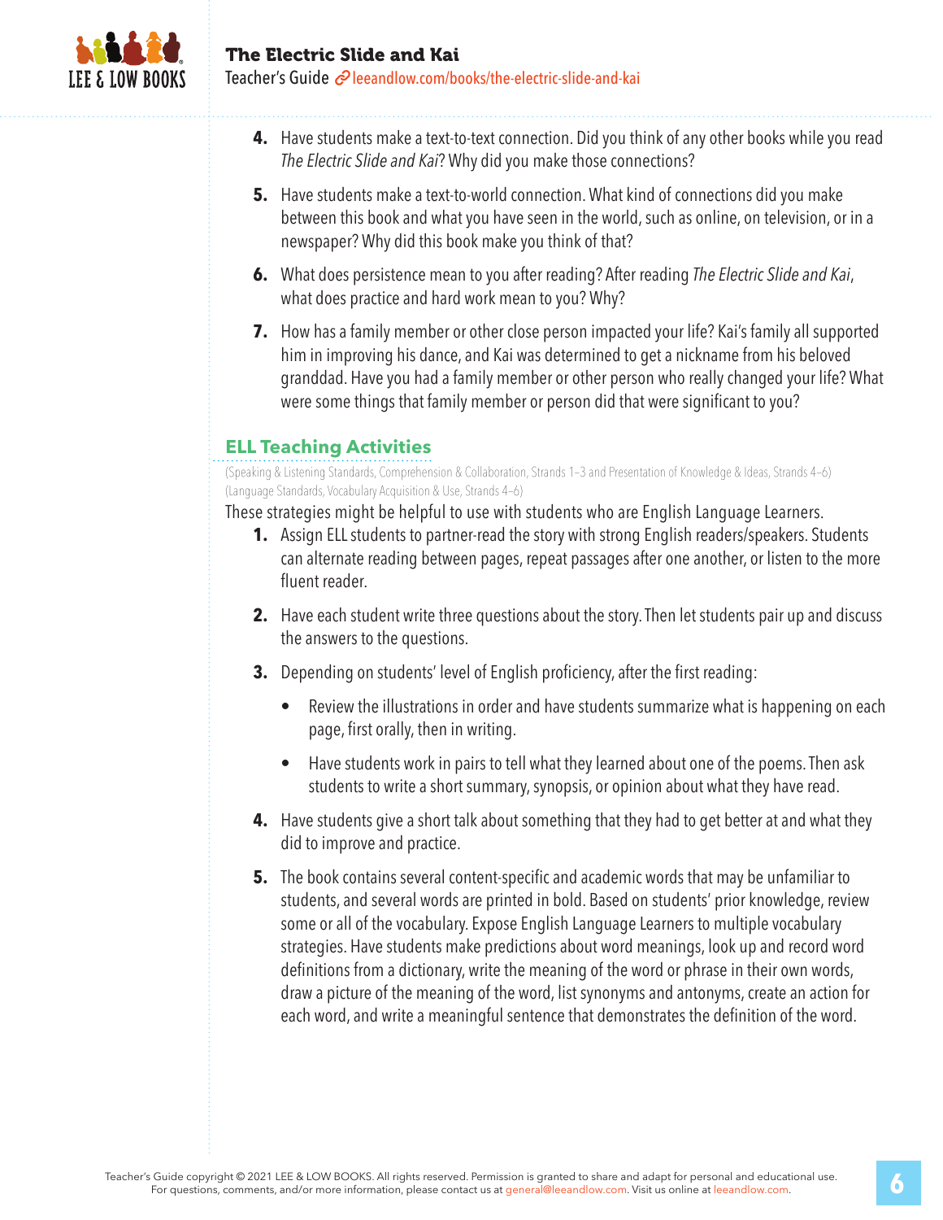4. Have students make a text-to-text connection. Did you think of any other books while you read *The Electric Slide and Kai*? Why did you make those connections?

5. Have students make a text-to-world connection. What kind of connections did you make between this book and what you have seen in the world, such as online, on television, or in a newspaper? Why did this book make you think of that?

6. What does persistence mean to you after reading? After reading *The Electric Slide and Kai*, what does practice and hard work mean to you? Why?

7. How has a family member or other close person impacted your life? Kai's family all supported him in improving his dance, and Kai was determined to get a nickname from his beloved granddad. Have you had a family member or other person who really changed your life? What were some things that family member or person did that were significant to you?

## ELL Teaching Activities

(Speaking & Listening Standards, Comprehension & Collaboration, Strands 1–3 and Presentation of Knowledge & Ideas, Strands 4–6)
(Language Standards, Vocabulary Acquisition & Use, Strands 4–6)

These strategies might be helpful to use with students who are English Language Learners.

1. Assign ELL students to partner-read the story with strong English readers/speakers. Students can alternate reading between pages, repeat passages after one another, or listen to the more fluent reader.

2. Have each student write three questions about the story. Then let students pair up and discuss the answers to the questions.

3. Depending on students' level of English proficiency, after the first reading:
   - Review the illustrations in order and have students summarize what is happening on each page, first orally, then in writing.
   - Have students work in pairs to tell what they learned about one of the poems. Then ask students to write a short summary, synopsis, or opinion about what they have read.

4. Have students give a short talk about something that they had to get better at and what they did to improve and practice.

5. The book contains several content-specific and academic words that may be unfamiliar to students, and several words are printed in bold. Based on students' prior knowledge, review some or all of the vocabulary. Expose English Language Learners to multiple vocabulary strategies. Have students make predictions about word meanings, look up and record word definitions from a dictionary, write the meaning of the word or phrase in their own words, draw a picture of the meaning of the word, list synonyms and antonyms, create an action for each word, and write a meaningful sentence that demonstrates the definition of the word.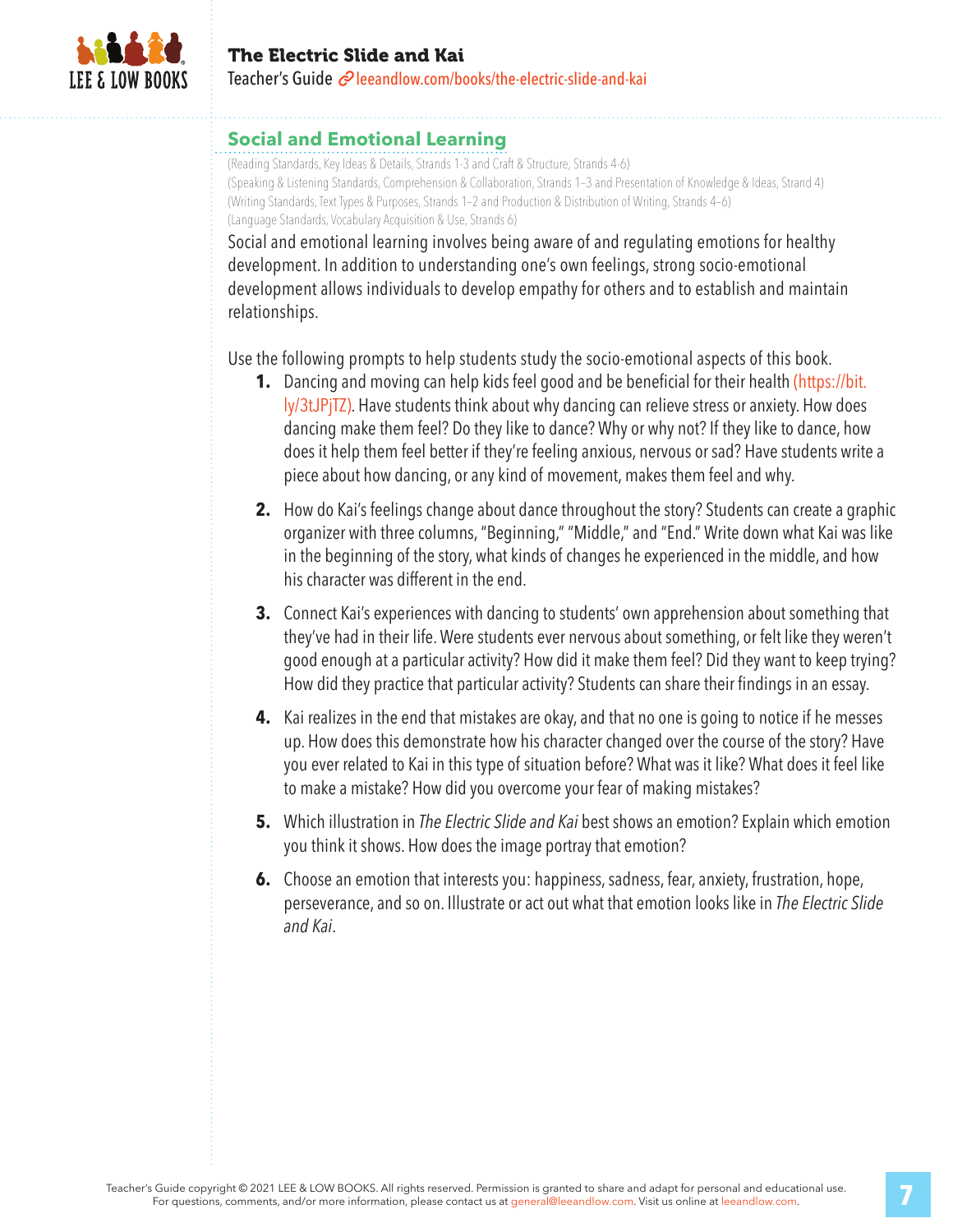## Social and Emotional Learning

(Reading Standards, Key Ideas & Details, Strands 1-3 and Craft & Structure, Strands 4-6)
(Speaking & Listening Standards, Comprehension & Collaboration, Strands 1–3 and Presentation of Knowledge & Ideas, Strand 4)
(Writing Standards, Text Types & Purposes, Strands 1–2 and Production & Distribution of Writing, Strands 4–6)
(Language Standards, Vocabulary Acquisition & Use, Strands 6)

Social and emotional learning involves being aware of and regulating emotions for healthy development. In addition to understanding one's own feelings, strong socio-emotional development allows individuals to develop empathy for others and to establish and maintain relationships.

Use the following prompts to help students study the socio-emotional aspects of this book.

1. Dancing and moving can help kids feel good and be beneficial for their health (https://bit.ly/3tJPjTZ). Have students think about why dancing can relieve stress or anxiety. How does dancing make them feel? Do they like to dance? Why or why not? If they like to dance, how does it help them feel better if they're feeling anxious, nervous or sad? Have students write a piece about how dancing, or any kind of movement, makes them feel and why.

2. How do Kai's feelings change about dance throughout the story? Students can create a graphic organizer with three columns, "Beginning," "Middle," and "End." Write down what Kai was like in the beginning of the story, what kinds of changes he experienced in the middle, and how his character was different in the end.

3. Connect Kai's experiences with dancing to students' own apprehension about something that they've had in their life. Were students ever nervous about something, or felt like they weren't good enough at a particular activity? How did it make them feel? Did they want to keep trying? How did they practice that particular activity? Students can share their findings in an essay.

4. Kai realizes in the end that mistakes are okay, and that no one is going to notice if he messes up. How does this demonstrate how his character changed over the course of the story? Have you ever related to Kai in this type of situation before? What was it like? What does it feel like to make a mistake? How did you overcome your fear of making mistakes?

5. Which illustration in *The Electric Slide and Kai* best shows an emotion? Explain which emotion you think it shows. How does the image portray that emotion?

6. Choose an emotion that interests you: happiness, sadness, fear, anxiety, frustration, hope, perseverance, and so on. Illustrate or act out what that emotion looks like in *The Electric Slide and Kai*.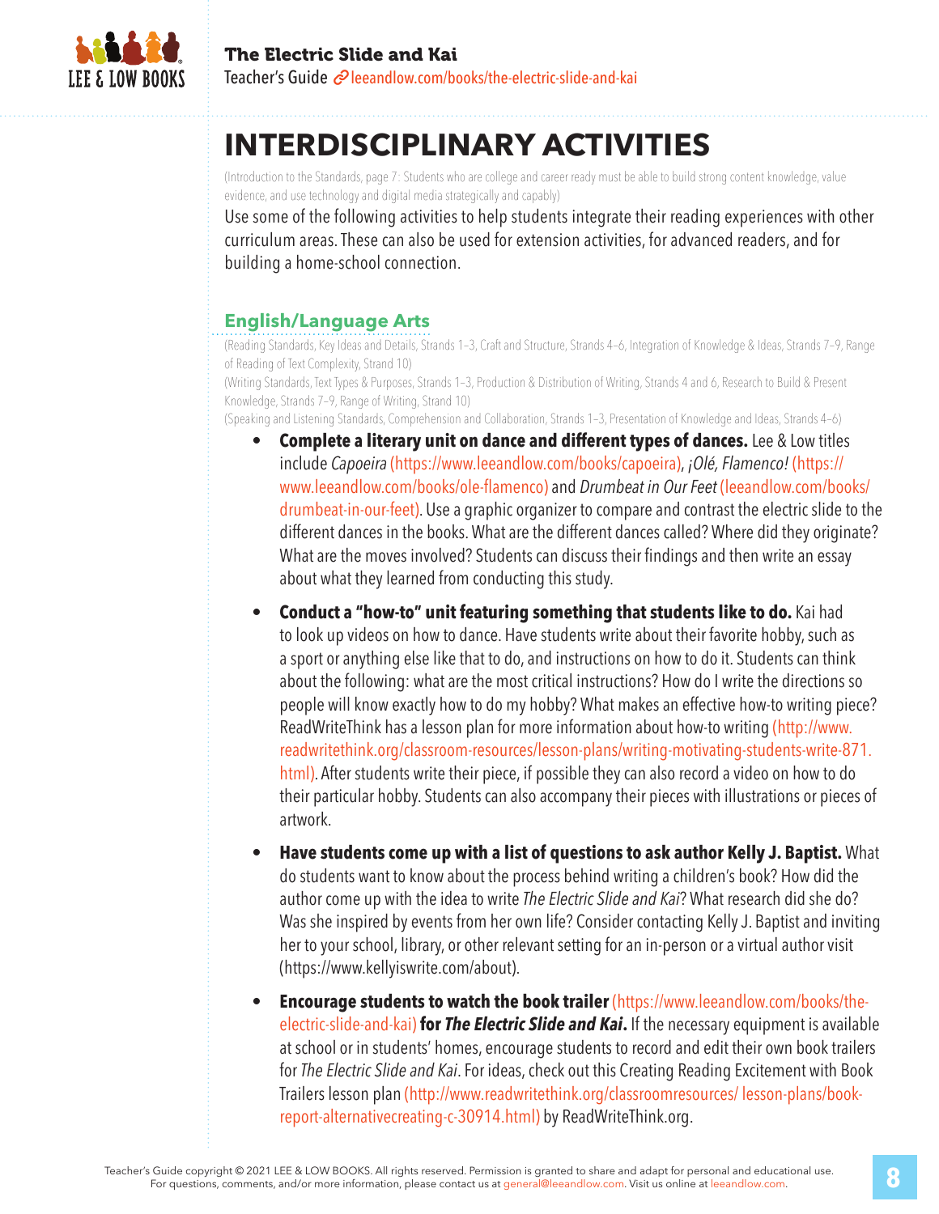# INTERDISCIPLINARY ACTIVITIES

(Introduction to the Standards, page 7: Students who are college and career ready must be able to build strong content knowledge, value evidence, and use technology and digital media strategically and capably)

Use some of the following activities to help students integrate their reading experiences with other curriculum areas. These can also be used for extension activities, for advanced readers, and for building a home-school connection.

## English/Language Arts

(Reading Standards, Key Ideas and Details, Strands 1–3, Craft and Structure, Strands 4–6, Integration of Knowledge & Ideas, Strands 7–9, Range of Reading of Text Complexity, Strand 10)

(Writing Standards, Text Types & Purposes, Strands 1–3, Production & Distribution of Writing, Strands 4 and 6, Research to Build & Present Knowledge, Strands 7–9, Range of Writing, Strand 10)

(Speaking and Listening Standards, Comprehension and Collaboration, Strands 1–3, Presentation of Knowledge and Ideas, Strands 4–6)

- **Complete a literary unit on dance and different types of dances.** Lee & Low titles include *Capoeira* (https://www.leeandlow.com/books/capoeira), *¡Olé, Flamenco!* (https://www.leeandlow.com/books/ole-flamenco) and *Drumbeat in Our Feet* (leeandlow.com/books/drumbeat-in-our-feet). Use a graphic organizer to compare and contrast the electric slide to the different dances in the books. What are the different dances called? Where did they originate? What are the moves involved? Students can discuss their findings and then write an essay about what they learned from conducting this study.

- **Conduct a "how-to" unit featuring something that students like to do.** Kai had to look up videos on how to dance. Have students write about their favorite hobby, such as a sport or anything else like that to do, and instructions on how to do it. Students can think about the following: what are the most critical instructions? How do I write the directions so people will know exactly how to do my hobby? What makes an effective how-to writing piece? ReadWriteThink has a lesson plan for more information about how-to writing (http://www.readwritethink.org/classroom-resources/lesson-plans/writing-motivating-students-write-871.html). After students write their piece, if possible they can also record a video on how to do their particular hobby. Students can also accompany their pieces with illustrations or pieces of artwork.

- **Have students come up with a list of questions to ask author Kelly J. Baptist.** What do students want to know about the process behind writing a children's book? How did the author come up with the idea to write *The Electric Slide and Kai*? What research did she do? Was she inspired by events from her own life? Consider contacting Kelly J. Baptist and inviting her to your school, library, or other relevant setting for an in-person or a virtual author visit (https://www.kellyiswrite.com/about).

- **Encourage students to watch the book trailer** (https://www.leeandlow.com/books/the-electric-slide-and-kai) **for *The Electric Slide and Kai*.** If the necessary equipment is available at school or in students' homes, encourage students to record and edit their own book trailers for *The Electric Slide and Kai*. For ideas, check out this Creating Reading Excitement with Book Trailers lesson plan (http://www.readwritethink.org/classroomresources/ lesson-plans/book-report-alternativecreating-c-30914.html) by ReadWriteThink.org.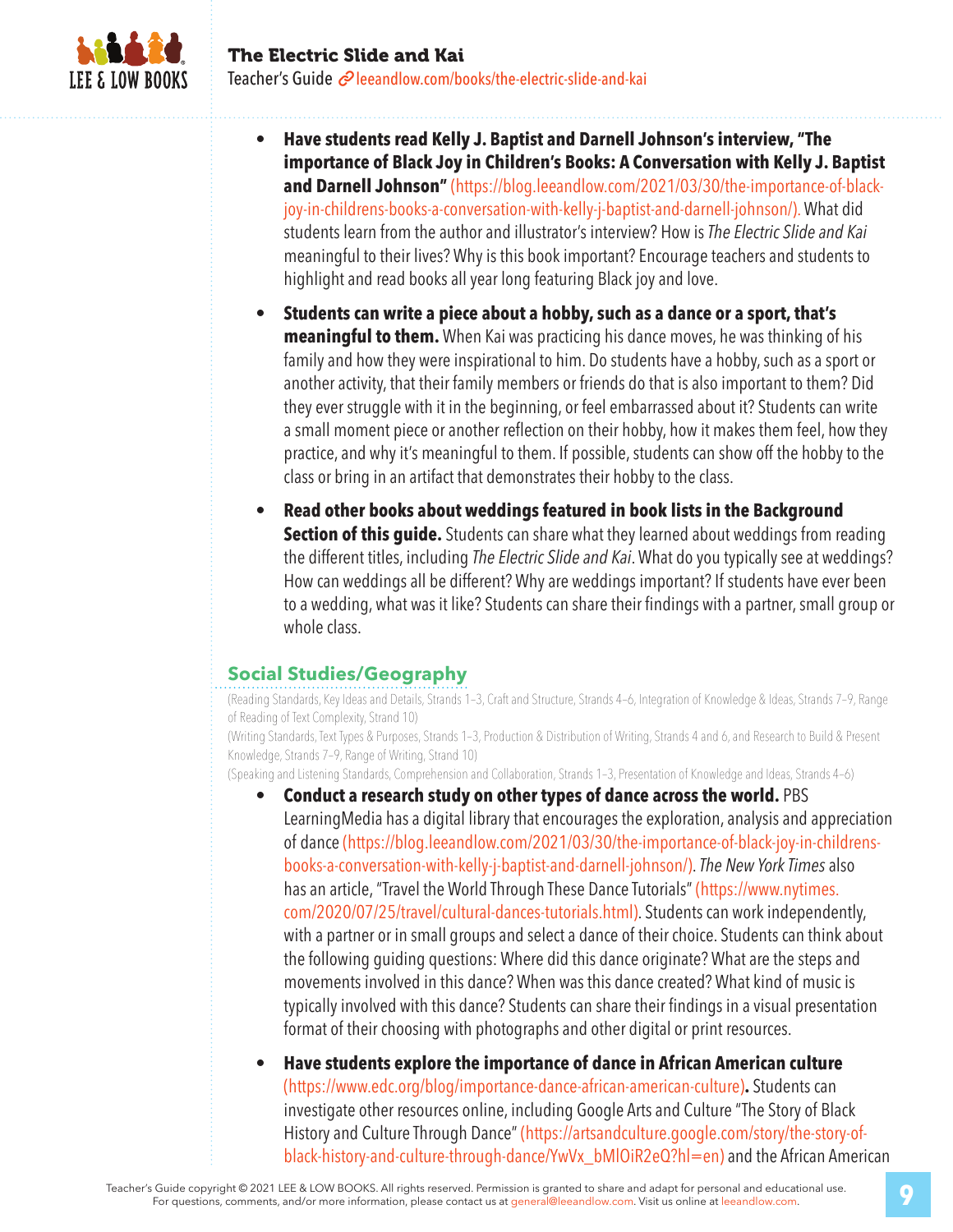- **Have students read Kelly J. Baptist and Darnell Johnson's interview, "The importance of Black Joy in Children's Books: A Conversation with Kelly J. Baptist and Darnell Johnson"** (https://blog.leeandlow.com/2021/03/30/the-importance-of-black-joy-in-childrens-books-a-conversation-with-kelly-j-baptist-and-darnell-johnson/). What did students learn from the author and illustrator's interview? How is *The Electric Slide and Kai* meaningful to their lives? Why is this book important? Encourage teachers and students to highlight and read books all year long featuring Black joy and love.

- **Students can write a piece about a hobby, such as a dance or a sport, that's meaningful to them.** When Kai was practicing his dance moves, he was thinking of his family and how they were inspirational to him. Do students have a hobby, such as a sport or another activity, that their family members or friends do that is also important to them? Did they ever struggle with it in the beginning, or feel embarrassed about it? Students can write a small moment piece or another reflection on their hobby, how it makes them feel, how they practice, and why it's meaningful to them. If possible, students can show off the hobby to the class or bring in an artifact that demonstrates their hobby to the class.

- **Read other books about weddings featured in book lists in the Background Section of this guide.** Students can share what they learned about weddings from reading the different titles, including *The Electric Slide and Kai*. What do you typically see at weddings? How can weddings all be different? Why are weddings important? If students have ever been to a wedding, what was it like? Students can share their findings with a partner, small group or whole class.

## Social Studies/Geography

(Reading Standards, Key Ideas and Details, Strands 1–3, Craft and Structure, Strands 4–6, Integration of Knowledge & Ideas, Strands 7–9, Range of Reading of Text Complexity, Strand 10)

(Writing Standards, Text Types & Purposes, Strands 1–3, Production & Distribution of Writing, Strands 4 and 6, and Research to Build & Present Knowledge, Strands 7–9, Range of Writing, Strand 10)

(Speaking and Listening Standards, Comprehension and Collaboration, Strands 1–3, Presentation of Knowledge and Ideas, Strands 4–6)

- **Conduct a research study on other types of dance across the world.** PBS LearningMedia has a digital library that encourages the exploration, analysis and appreciation of dance (https://blog.leeandlow.com/2021/03/30/the-importance-of-black-joy-in-childrens-books-a-conversation-with-kelly-j-baptist-and-darnell-johnson/). *The New York Times* also has an article, "Travel the World Through These Dance Tutorials" (https://www.nytimes.com/2020/07/25/travel/cultural-dances-tutorials.html). Students can work independently, with a partner or in small groups and select a dance of their choice. Students can think about the following guiding questions: Where did this dance originate? What are the steps and movements involved in this dance? When was this dance created? What kind of music is typically involved with this dance? Students can share their findings in a visual presentation format of their choosing with photographs and other digital or print resources.

- **Have students explore the importance of dance in African American culture** (https://www.edc.org/blog/importance-dance-african-american-culture)**.** Students can investigate other resources online, including Google Arts and Culture "The Story of Black History and Culture Through Dance" (https://artsandculture.google.com/story/the-story-of-black-history-and-culture-through-dance/YwVx_bMlOiR2eQ?hl=en) and the African American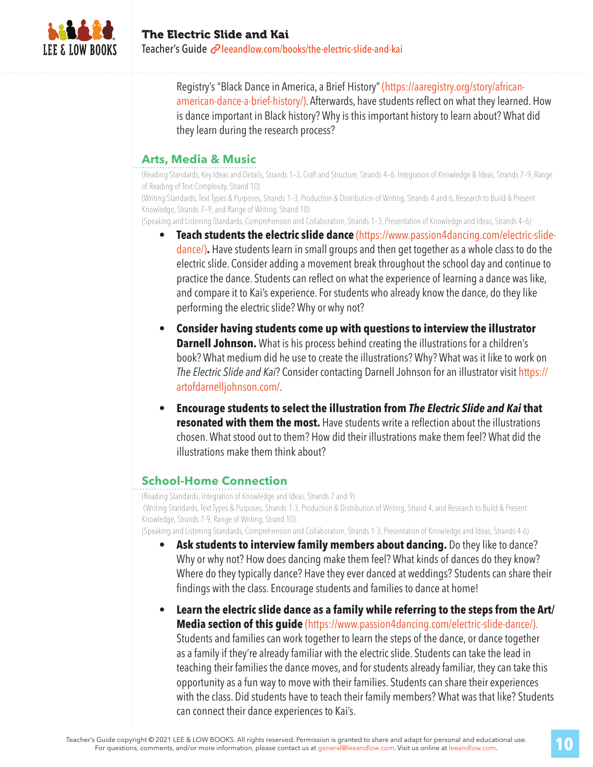Registry's "Black Dance in America, a Brief History" (https://aaregistry.org/story/african-american-dance-a-brief-history/). Afterwards, have students reflect on what they learned. How is dance important in Black history? Why is this important history to learn about? What did they learn during the research process?

## Arts, Media & Music

(Reading Standards, Key Ideas and Details, Strands 1–3, Craft and Structure, Strands 4–6, Integration of Knowledge & Ideas, Strands 7–9, Range of Reading of Text Complexity, Strand 10)
(Writing Standards, Text Types & Purposes, Strands 1–3, Production & Distribution of Writing, Strands 4 and 6, Research to Build & Present Knowledge, Strands 7–9, and Range of Writing, Strand 10)
(Speaking and Listening Standards, Comprehension and Collaboration, Strands 1–3, Presentation of Knowledge and Ideas, Strands 4–6)

- **Teach students the electric slide dance** (https://www.passion4dancing.com/electric-slide-dance/)**.** Have students learn in small groups and then get together as a whole class to do the electric slide. Consider adding a movement break throughout the school day and continue to practice the dance. Students can reflect on what the experience of learning a dance was like, and compare it to Kai's experience. For students who already know the dance, do they like performing the electric slide? Why or why not?

- **Consider having students come up with questions to interview the illustrator Darnell Johnson.** What is his process behind creating the illustrations for a children's book? What medium did he use to create the illustrations? Why? What was it like to work on *The Electric Slide and Kai*? Consider contacting Darnell Johnson for an illustrator visit https://artofdarnelljohnson.com/.

- **Encourage students to select the illustration from *The Electric Slide and Kai* that resonated with them the most.** Have students write a reflection about the illustrations chosen. What stood out to them? How did their illustrations make them feel? What did the illustrations make them think about?

## School-Home Connection

(Reading Standards, Integration of Knowledge and Ideas, Strands 7 and 9)
(Writing Standards, Text Types & Purposes, Strands 1-3, Production & Distribution of Writing, Strand 4, and Research to Build & Present Knowledge, Strands 7-9, Range of Writing, Strand 10)
(Speaking and Listening Standards, Comprehension and Collaboration, Strands 1-3, Presentation of Knowledge and Ideas, Strands 4-6)

- **Ask students to interview family members about dancing.** Do they like to dance? Why or why not? How does dancing make them feel? What kinds of dances do they know? Where do they typically dance? Have they ever danced at weddings? Students can share their findings with the class. Encourage students and families to dance at home!

- **Learn the electric slide dance as a family while referring to the steps from the Art/Media section of this guide** (https://www.passion4dancing.com/electric-slide-dance/). Students and families can work together to learn the steps of the dance, or dance together as a family if they're already familiar with the electric slide. Students can take the lead in teaching their families the dance moves, and for students already familiar, they can take this opportunity as a fun way to move with their families. Students can share their experiences with the class. Did students have to teach their family members? What was that like? Students can connect their dance experiences to Kai's.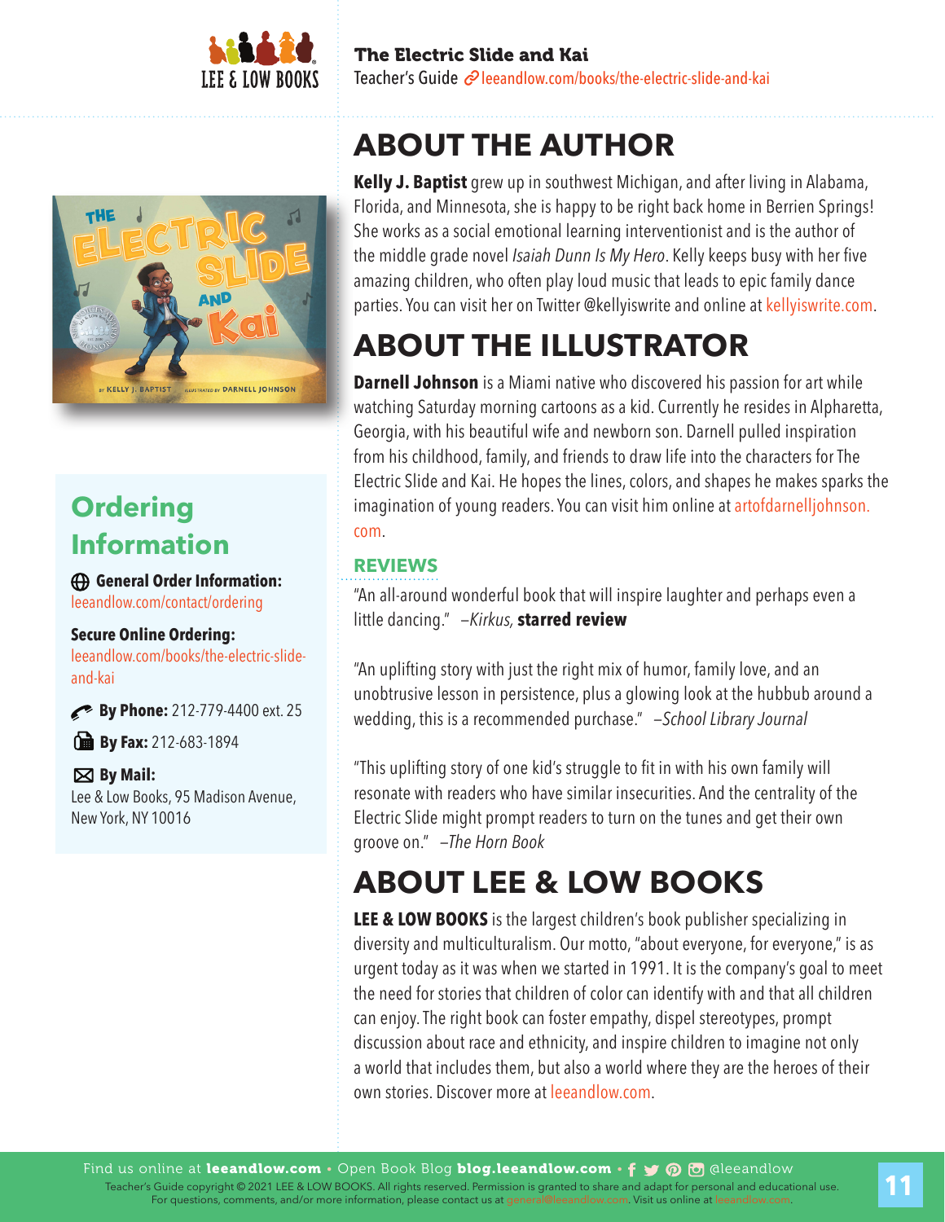## ABOUT THE AUTHOR

**Kelly J. Baptist** grew up in southwest Michigan, and after living in Alabama, Florida, and Minnesota, she is happy to be right back home in Berrien Springs! She works as a social emotional learning interventionist and is the author of the middle grade novel *Isaiah Dunn Is My Hero*. Kelly keeps busy with her five amazing children, who often play loud music that leads to epic family dance parties. You can visit her on Twitter @kellyiswrite and online at kellyiswrite.com.

## ABOUT THE ILLUSTRATOR

**Darnell Johnson** is a Miami native who discovered his passion for art while watching Saturday morning cartoons as a kid. Currently he resides in Alpharetta, Georgia, with his beautiful wife and newborn son. Darnell pulled inspiration from his childhood, family, and friends to draw life into the characters for The Electric Slide and Kai. He hopes the lines, colors, and shapes he makes sparks the imagination of young readers. You can visit him online at artofdarnelljohnson.com.

### REVIEWS

"An all-around wonderful book that will inspire laughter and perhaps even a little dancing." –*Kirkus,* **starred review**

"An uplifting story with just the right mix of humor, family love, and an unobtrusive lesson in persistence, plus a glowing look at the hubbub around a wedding, this is a recommended purchase." –*School Library Journal*

"This uplifting story of one kid's struggle to fit in with his own family will resonate with readers who have similar insecurities. And the centrality of the Electric Slide might prompt readers to turn on the tunes and get their own groove on." –*The Horn Book*

## ABOUT LEE & LOW BOOKS

**LEE & LOW BOOKS** is the largest children's book publisher specializing in diversity and multiculturalism. Our motto, "about everyone, for everyone," is as urgent today as it was when we started in 1991. It is the company's goal to meet the need for stories that children of color can identify with and that all children can enjoy. The right book can foster empathy, dispel stereotypes, prompt discussion about race and ethnicity, and inspire children to imagine not only a world that includes them, but also a world where they are the heroes of their own stories. Discover more at leeandlow.com.

## Ordering Information

**General Order Information:** leeandlow.com/contact/ordering

**Secure Online Ordering:** leeandlow.com/books/the-electric-slide-and-kai

**By Phone:** 212-779-4400 ext. 25

**By Fax:** 212-683-1894

**By Mail:** Lee & Low Books, 95 Madison Avenue, New York, NY 10016

Find us online at **leeandlow.com** • Open Book Blog **blog.leeandlow.com** • @leeandlow

Teacher's Guide copyright © 2021 LEE & LOW BOOKS. All rights reserved. Permission is granted to share and adapt for personal and educational use. For questions, comments, and/or more information, please contact us at general@leeandlow.com. Visit us online at leeandlow.com.